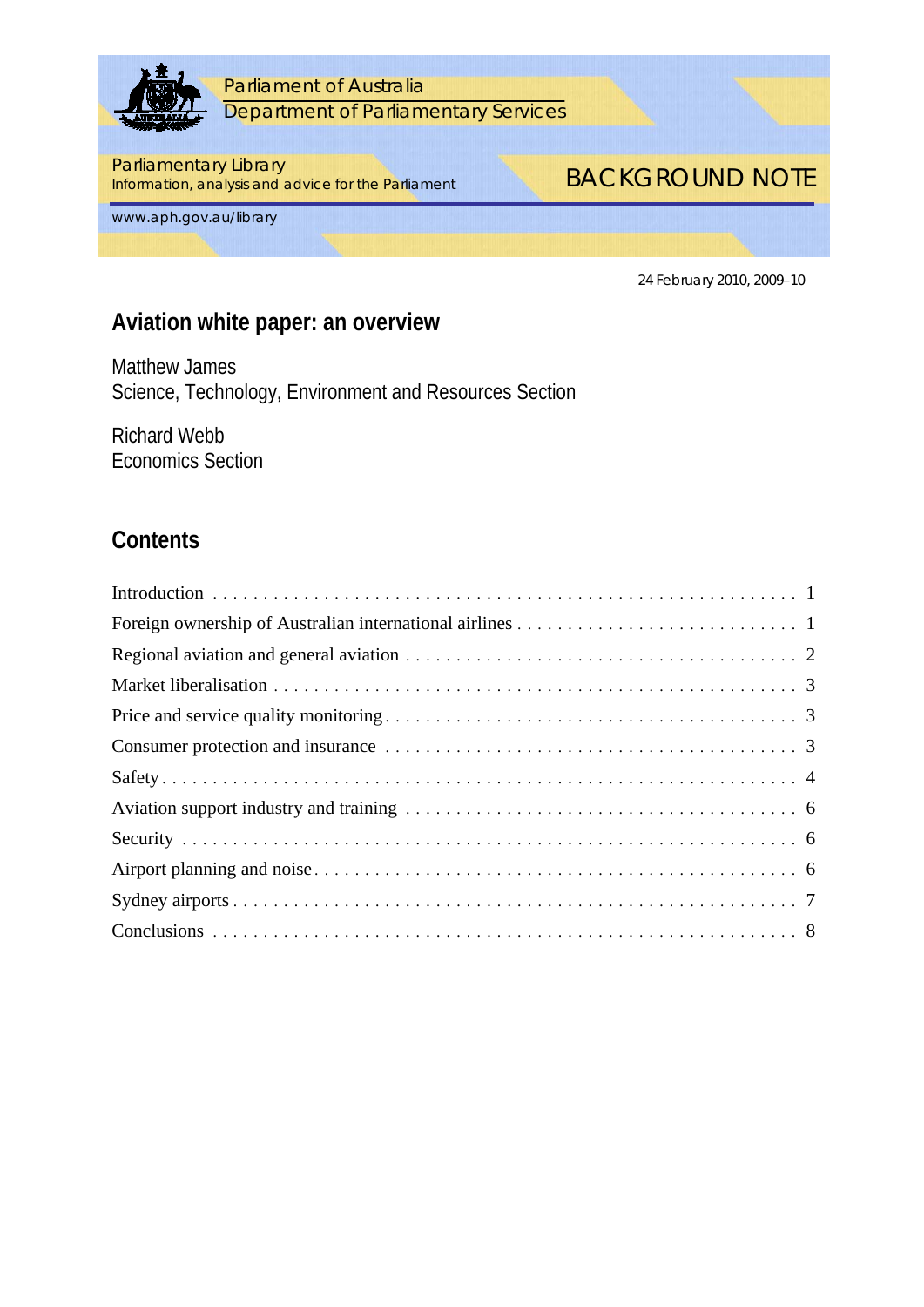Parliament of Australia
Department of Parliamentary Services

Parliamentary Library
Information, analysis and advice for the Parliament

BACKGROUND NOTE

www.aph.gov.au/library

24 February 2010, 2009–10

# Aviation white paper: an overview

Matthew James
Science, Technology, Environment and Resources Section

Richard Webb
Economics Section

## Contents

| | |
|---|---|
| Introduction | 1 |
| Foreign ownership of Australian international airlines | 1 |
| Regional aviation and general aviation | 2 |
| Market liberalisation | 3 |
| Price and service quality monitoring | 3 |
| Consumer protection and insurance | 3 |
| Safety | 4 |
| Aviation support industry and training | 6 |
| Security | 6 |
| Airport planning and noise | 6 |
| Sydney airports | 7 |
| Conclusions | 8 |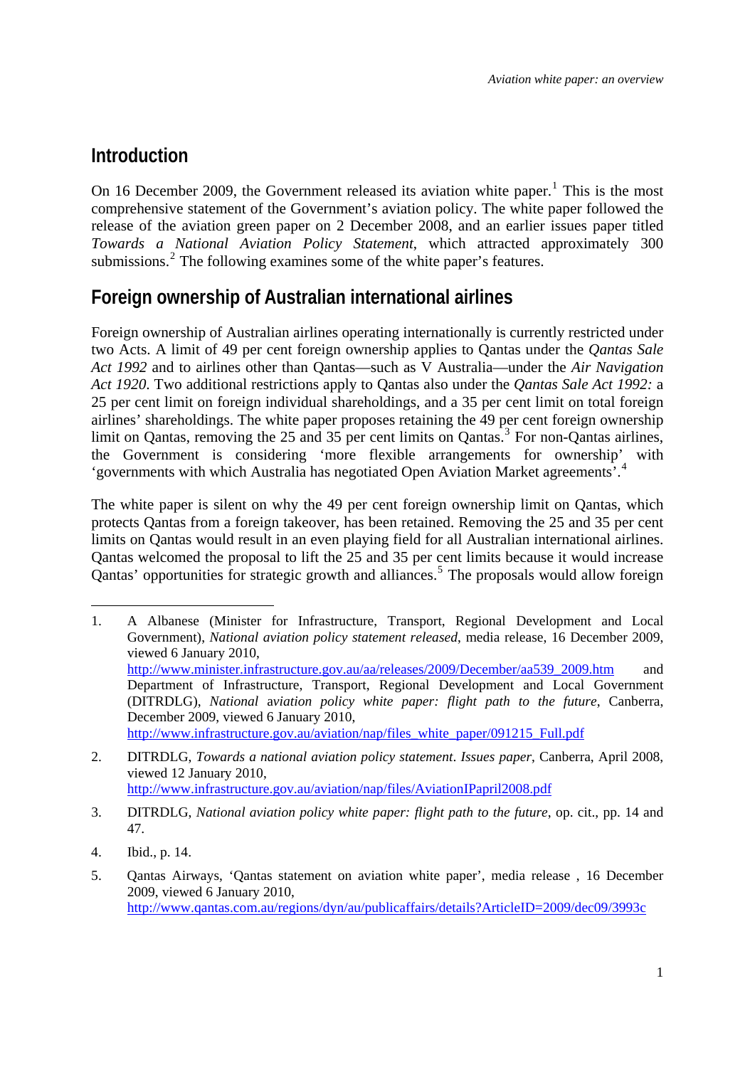## Introduction

On 16 December 2009, the Government released its aviation white paper.[1] This is the most comprehensive statement of the Government's aviation policy. The white paper followed the release of the aviation green paper on 2 December 2008, and an earlier issues paper titled *Towards a National Aviation Policy Statement*, which attracted approximately 300 submissions.[2] The following examines some of the white paper's features.

## Foreign ownership of Australian international airlines

Foreign ownership of Australian airlines operating internationally is currently restricted under two Acts. A limit of 49 per cent foreign ownership applies to Qantas under the *Qantas Sale Act 1992* and to airlines other than Qantas—such as V Australia—under the *Air Navigation Act 1920*. Two additional restrictions apply to Qantas also under the *Qantas Sale Act 1992:* a 25 per cent limit on foreign individual shareholdings, and a 35 per cent limit on total foreign airlines' shareholdings. The white paper proposes retaining the 49 per cent foreign ownership limit on Qantas, removing the 25 and 35 per cent limits on Qantas.[3] For non-Qantas airlines, the Government is considering 'more flexible arrangements for ownership' with 'governments with which Australia has negotiated Open Aviation Market agreements'.[4]

The white paper is silent on why the 49 per cent foreign ownership limit on Qantas, which protects Qantas from a foreign takeover, has been retained. Removing the 25 and 35 per cent limits on Qantas would result in an even playing field for all Australian international airlines. Qantas welcomed the proposal to lift the 25 and 35 per cent limits because it would increase Qantas' opportunities for strategic growth and alliances.[5] The proposals would allow foreign

---

1. A Albanese (Minister for Infrastructure, Transport, Regional Development and Local Government), *National aviation policy statement released*, media release, 16 December 2009, viewed 6 January 2010, http://www.minister.infrastructure.gov.au/aa/releases/2009/December/aa539_2009.htm and Department of Infrastructure, Transport, Regional Development and Local Government (DITRDLG), *National aviation policy white paper: flight path to the future*, Canberra, December 2009, viewed 6 January 2010, http://www.infrastructure.gov.au/aviation/nap/files_white_paper/091215_Full.pdf

2. DITRDLG, *Towards a national aviation policy statement*. *Issues paper*, Canberra, April 2008, viewed 12 January 2010, http://www.infrastructure.gov.au/aviation/nap/files/AviationIPapril2008.pdf

3. DITRDLG, *National aviation policy white paper: flight path to the future*, op. cit., pp. 14 and 47.

4. Ibid., p. 14.

5. Qantas Airways, 'Qantas statement on aviation white paper', media release , 16 December 2009, viewed 6 January 2010, http://www.qantas.com.au/regions/dyn/au/publicaffairs/details?ArticleID=2009/dec09/3993c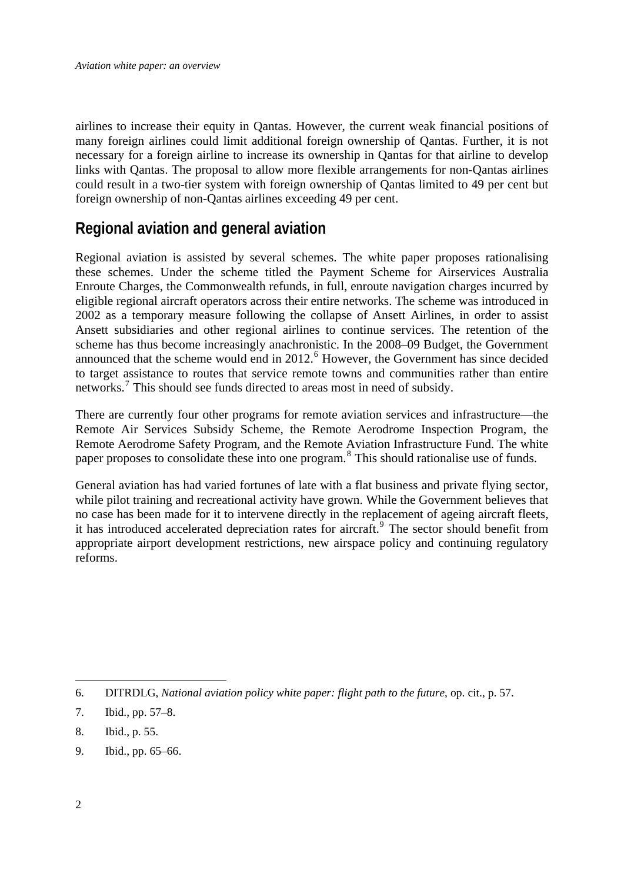airlines to increase their equity in Qantas. However, the current weak financial positions of many foreign airlines could limit additional foreign ownership of Qantas. Further, it is not necessary for a foreign airline to increase its ownership in Qantas for that airline to develop links with Qantas. The proposal to allow more flexible arrangements for non-Qantas airlines could result in a two-tier system with foreign ownership of Qantas limited to 49 per cent but foreign ownership of non-Qantas airlines exceeding 49 per cent.

## Regional aviation and general aviation

Regional aviation is assisted by several schemes. The white paper proposes rationalising these schemes. Under the scheme titled the Payment Scheme for Airservices Australia Enroute Charges, the Commonwealth refunds, in full, enroute navigation charges incurred by eligible regional aircraft operators across their entire networks. The scheme was introduced in 2002 as a temporary measure following the collapse of Ansett Airlines, in order to assist Ansett subsidiaries and other regional airlines to continue services. The retention of the scheme has thus become increasingly anachronistic. In the 2008–09 Budget, the Government announced that the scheme would end in 2012.[6] However, the Government has since decided to target assistance to routes that service remote towns and communities rather than entire networks.[7] This should see funds directed to areas most in need of subsidy.

There are currently four other programs for remote aviation services and infrastructure—the Remote Air Services Subsidy Scheme, the Remote Aerodrome Inspection Program, the Remote Aerodrome Safety Program, and the Remote Aviation Infrastructure Fund. The white paper proposes to consolidate these into one program.[8] This should rationalise use of funds.

General aviation has had varied fortunes of late with a flat business and private flying sector, while pilot training and recreational activity have grown. While the Government believes that no case has been made for it to intervene directly in the replacement of ageing aircraft fleets, it has introduced accelerated depreciation rates for aircraft.[9] The sector should benefit from appropriate airport development restrictions, new airspace policy and continuing regulatory reforms.

---

6. DITRDLG, *National aviation policy white paper: flight path to the future*, op. cit., p. 57.
7. Ibid., pp. 57–8.
8. Ibid., p. 55.
9. Ibid., pp. 65–66.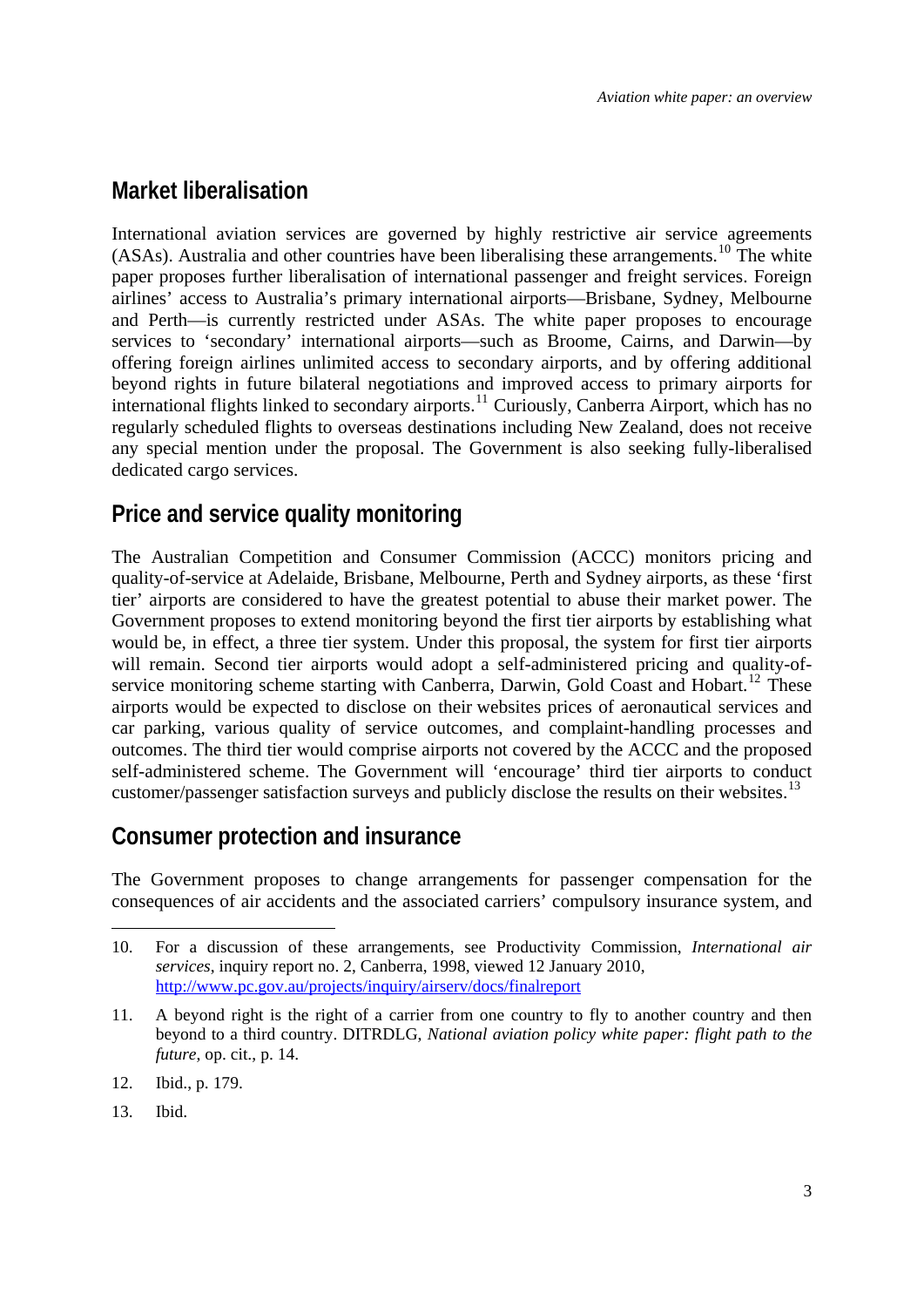## Market liberalisation

International aviation services are governed by highly restrictive air service agreements (ASAs). Australia and other countries have been liberalising these arrangements.[10] The white paper proposes further liberalisation of international passenger and freight services. Foreign airlines' access to Australia's primary international airports—Brisbane, Sydney, Melbourne and Perth—is currently restricted under ASAs. The white paper proposes to encourage services to 'secondary' international airports—such as Broome, Cairns, and Darwin—by offering foreign airlines unlimited access to secondary airports, and by offering additional beyond rights in future bilateral negotiations and improved access to primary airports for international flights linked to secondary airports.[11] Curiously, Canberra Airport, which has no regularly scheduled flights to overseas destinations including New Zealand, does not receive any special mention under the proposal. The Government is also seeking fully-liberalised dedicated cargo services.

## Price and service quality monitoring

The Australian Competition and Consumer Commission (ACCC) monitors pricing and quality-of-service at Adelaide, Brisbane, Melbourne, Perth and Sydney airports, as these 'first tier' airports are considered to have the greatest potential to abuse their market power. The Government proposes to extend monitoring beyond the first tier airports by establishing what would be, in effect, a three tier system. Under this proposal, the system for first tier airports will remain. Second tier airports would adopt a self-administered pricing and quality-of-service monitoring scheme starting with Canberra, Darwin, Gold Coast and Hobart.[12] These airports would be expected to disclose on their websites prices of aeronautical services and car parking, various quality of service outcomes, and complaint-handling processes and outcomes. The third tier would comprise airports not covered by the ACCC and the proposed self-administered scheme. The Government will 'encourage' third tier airports to conduct customer/passenger satisfaction surveys and publicly disclose the results on their websites.[13]

## Consumer protection and insurance

The Government proposes to change arrangements for passenger compensation for the consequences of air accidents and the associated carriers' compulsory insurance system, and

---

10. For a discussion of these arrangements, see Productivity Commission, *International air services*, inquiry report no. 2, Canberra, 1998, viewed 12 January 2010, http://www.pc.gov.au/projects/inquiry/airserv/docs/finalreport

11. A beyond right is the right of a carrier from one country to fly to another country and then beyond to a third country. DITRDLG, *National aviation policy white paper: flight path to the future*, op. cit., p. 14.

12. Ibid., p. 179.

13. Ibid.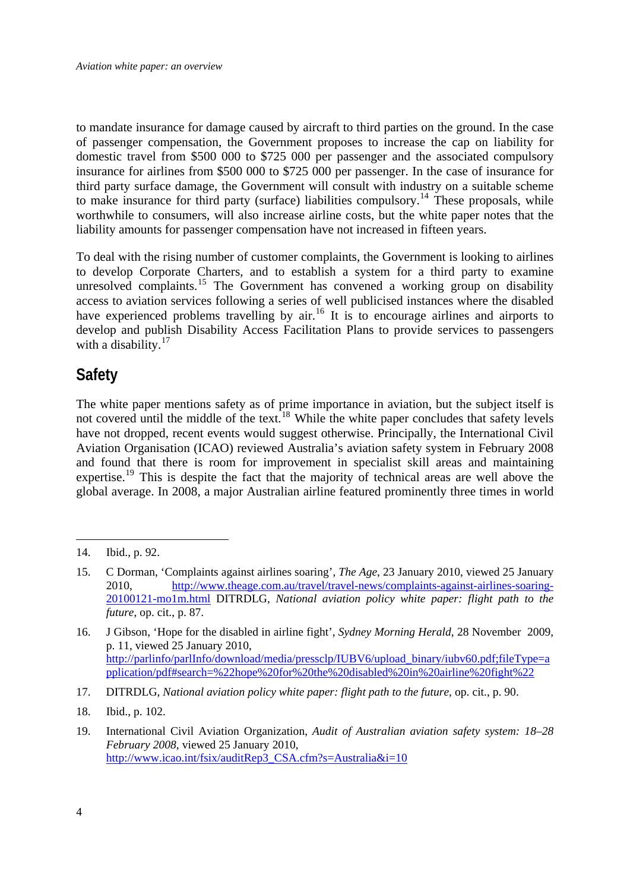to mandate insurance for damage caused by aircraft to third parties on the ground. In the case of passenger compensation, the Government proposes to increase the cap on liability for domestic travel from $500 000 to $725 000 per passenger and the associated compulsory insurance for airlines from $500 000 to $725 000 per passenger. In the case of insurance for third party surface damage, the Government will consult with industry on a suitable scheme to make insurance for third party (surface) liabilities compulsory.[14] These proposals, while worthwhile to consumers, will also increase airline costs, but the white paper notes that the liability amounts for passenger compensation have not increased in fifteen years.

To deal with the rising number of customer complaints, the Government is looking to airlines to develop Corporate Charters, and to establish a system for a third party to examine unresolved complaints.[15] The Government has convened a working group on disability access to aviation services following a series of well publicised instances where the disabled have experienced problems travelling by air.[16] It is to encourage airlines and airports to develop and publish Disability Access Facilitation Plans to provide services to passengers with a disability.[17]

## Safety

The white paper mentions safety as of prime importance in aviation, but the subject itself is not covered until the middle of the text.[18] While the white paper concludes that safety levels have not dropped, recent events would suggest otherwise. Principally, the International Civil Aviation Organisation (ICAO) reviewed Australia's aviation safety system in February 2008 and found that there is room for improvement in specialist skill areas and maintaining expertise.[19] This is despite the fact that the majority of technical areas are well above the global average. In 2008, a major Australian airline featured prominently three times in world

---

14. Ibid., p. 92.

15. C Dorman, 'Complaints against airlines soaring', *The Age*, 23 January 2010, viewed 25 January 2010, http://www.theage.com.au/travel/travel-news/complaints-against-airlines-soaring-20100121-mo1m.html DITRDLG, *National aviation policy white paper: flight path to the future*, op. cit., p. 87.

16. J Gibson, 'Hope for the disabled in airline fight', *Sydney Morning Herald*, 28 November 2009, p. 11, viewed 25 January 2010, http://parlinfo/parlInfo/download/media/pressclp/IUBV6/upload_binary/iubv60.pdf;fileType=application/pdf#search=%22hope%20for%20the%20disabled%20in%20airline%20fight%22

17. DITRDLG, *National aviation policy white paper: flight path to the future*, op. cit., p. 90.

18. Ibid., p. 102.

19. International Civil Aviation Organization, *Audit of Australian aviation safety system: 18–28 February 2008*, viewed 25 January 2010, http://www.icao.int/fsix/auditRep3_CSA.cfm?s=Australia&i=10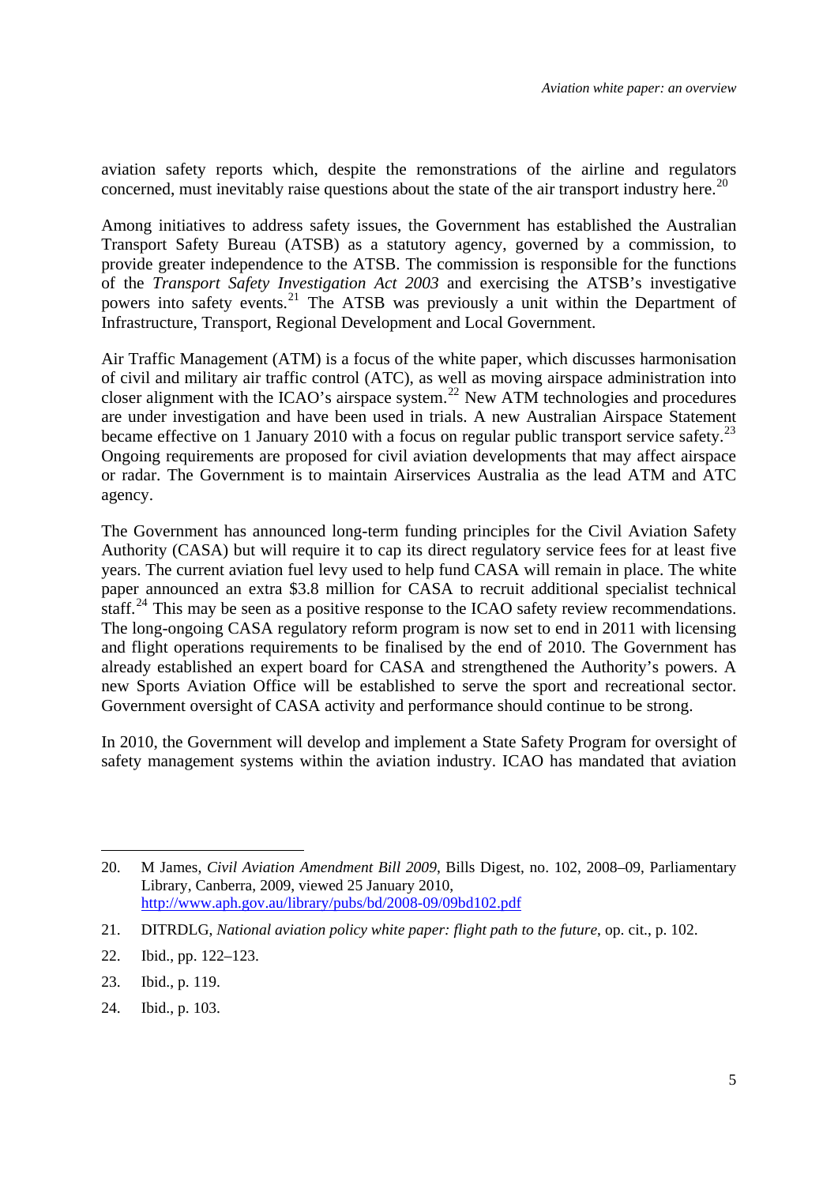aviation safety reports which, despite the remonstrations of the airline and regulators concerned, must inevitably raise questions about the state of the air transport industry here.[20]

Among initiatives to address safety issues, the Government has established the Australian Transport Safety Bureau (ATSB) as a statutory agency, governed by a commission, to provide greater independence to the ATSB. The commission is responsible for the functions of the *Transport Safety Investigation Act 2003* and exercising the ATSB's investigative powers into safety events.[21] The ATSB was previously a unit within the Department of Infrastructure, Transport, Regional Development and Local Government.

Air Traffic Management (ATM) is a focus of the white paper, which discusses harmonisation of civil and military air traffic control (ATC), as well as moving airspace administration into closer alignment with the ICAO's airspace system.[22] New ATM technologies and procedures are under investigation and have been used in trials. A new Australian Airspace Statement became effective on 1 January 2010 with a focus on regular public transport service safety.[23] Ongoing requirements are proposed for civil aviation developments that may affect airspace or radar. The Government is to maintain Airservices Australia as the lead ATM and ATC agency.

The Government has announced long-term funding principles for the Civil Aviation Safety Authority (CASA) but will require it to cap its direct regulatory service fees for at least five years. The current aviation fuel levy used to help fund CASA will remain in place. The white paper announced an extra $3.8 million for CASA to recruit additional specialist technical staff.[24] This may be seen as a positive response to the ICAO safety review recommendations. The long-ongoing CASA regulatory reform program is now set to end in 2011 with licensing and flight operations requirements to be finalised by the end of 2010. The Government has already established an expert board for CASA and strengthened the Authority's powers. A new Sports Aviation Office will be established to serve the sport and recreational sector. Government oversight of CASA activity and performance should continue to be strong.

In 2010, the Government will develop and implement a State Safety Program for oversight of safety management systems within the aviation industry. ICAO has mandated that aviation

---

20. M James, *Civil Aviation Amendment Bill 2009*, Bills Digest, no. 102, 2008–09, Parliamentary Library, Canberra, 2009, viewed 25 January 2010, http://www.aph.gov.au/library/pubs/bd/2008-09/09bd102.pdf

21. DITRDLG, *National aviation policy white paper: flight path to the future*, op. cit., p. 102.

22. Ibid., pp. 122–123.

23. Ibid., p. 119.

24. Ibid., p. 103.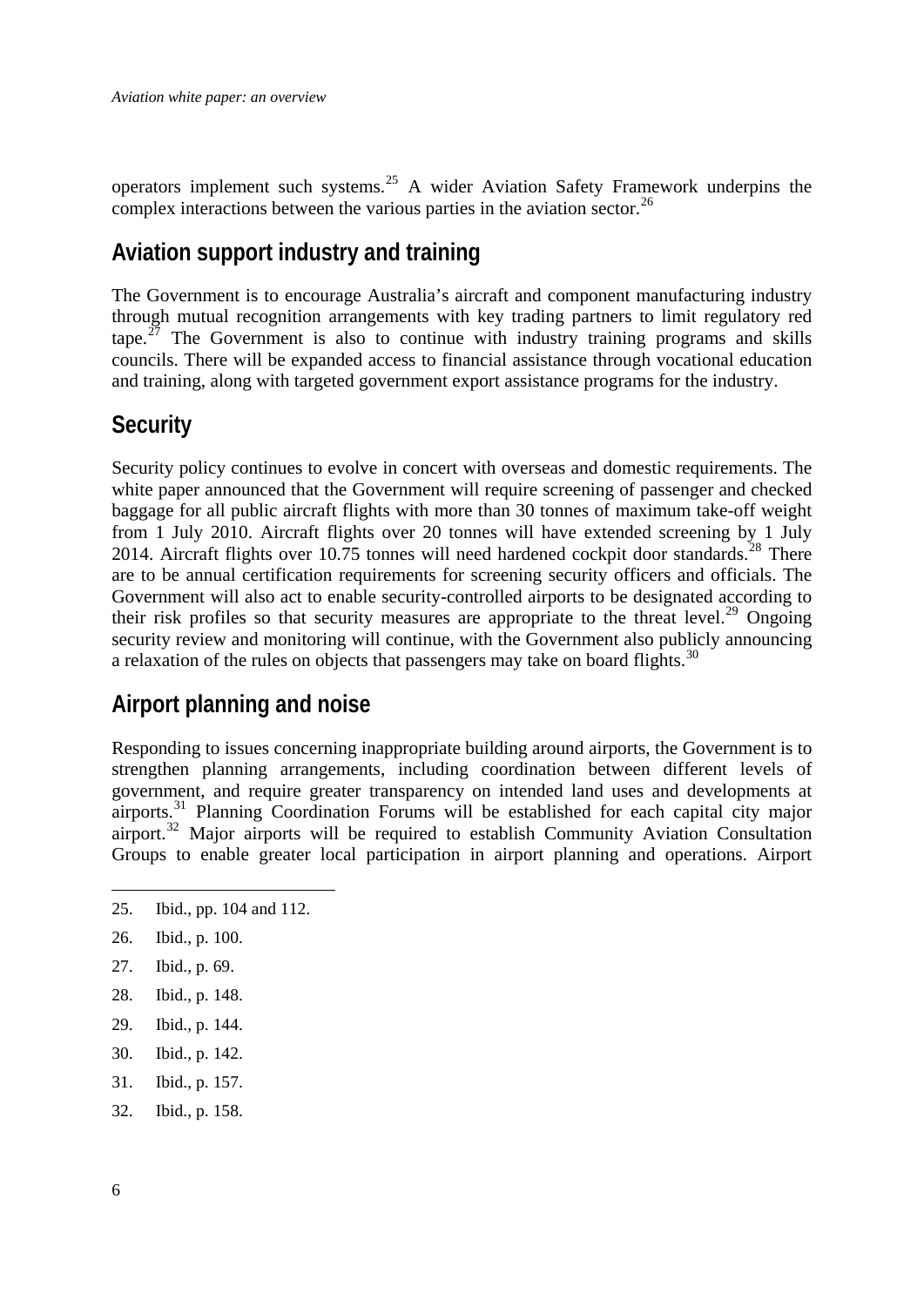operators implement such systems.[25] A wider Aviation Safety Framework underpins the complex interactions between the various parties in the aviation sector.[26]

## Aviation support industry and training

The Government is to encourage Australia's aircraft and component manufacturing industry through mutual recognition arrangements with key trading partners to limit regulatory red tape.[27] The Government is also to continue with industry training programs and skills councils. There will be expanded access to financial assistance through vocational education and training, along with targeted government export assistance programs for the industry.

## Security

Security policy continues to evolve in concert with overseas and domestic requirements. The white paper announced that the Government will require screening of passenger and checked baggage for all public aircraft flights with more than 30 tonnes of maximum take-off weight from 1 July 2010. Aircraft flights over 20 tonnes will have extended screening by 1 July 2014. Aircraft flights over 10.75 tonnes will need hardened cockpit door standards.[28] There are to be annual certification requirements for screening security officers and officials. The Government will also act to enable security-controlled airports to be designated according to their risk profiles so that security measures are appropriate to the threat level.[29] Ongoing security review and monitoring will continue, with the Government also publicly announcing a relaxation of the rules on objects that passengers may take on board flights.[30]

## Airport planning and noise

Responding to issues concerning inappropriate building around airports, the Government is to strengthen planning arrangements, including coordination between different levels of government, and require greater transparency on intended land uses and developments at airports.[31] Planning Coordination Forums will be established for each capital city major airport.[32] Major airports will be required to establish Community Aviation Consultation Groups to enable greater local participation in airport planning and operations. Airport

---

25. Ibid., pp. 104 and 112.
26. Ibid., p. 100.
27. Ibid., p. 69.
28. Ibid., p. 148.
29. Ibid., p. 144.
30. Ibid., p. 142.
31. Ibid., p. 157.
32. Ibid., p. 158.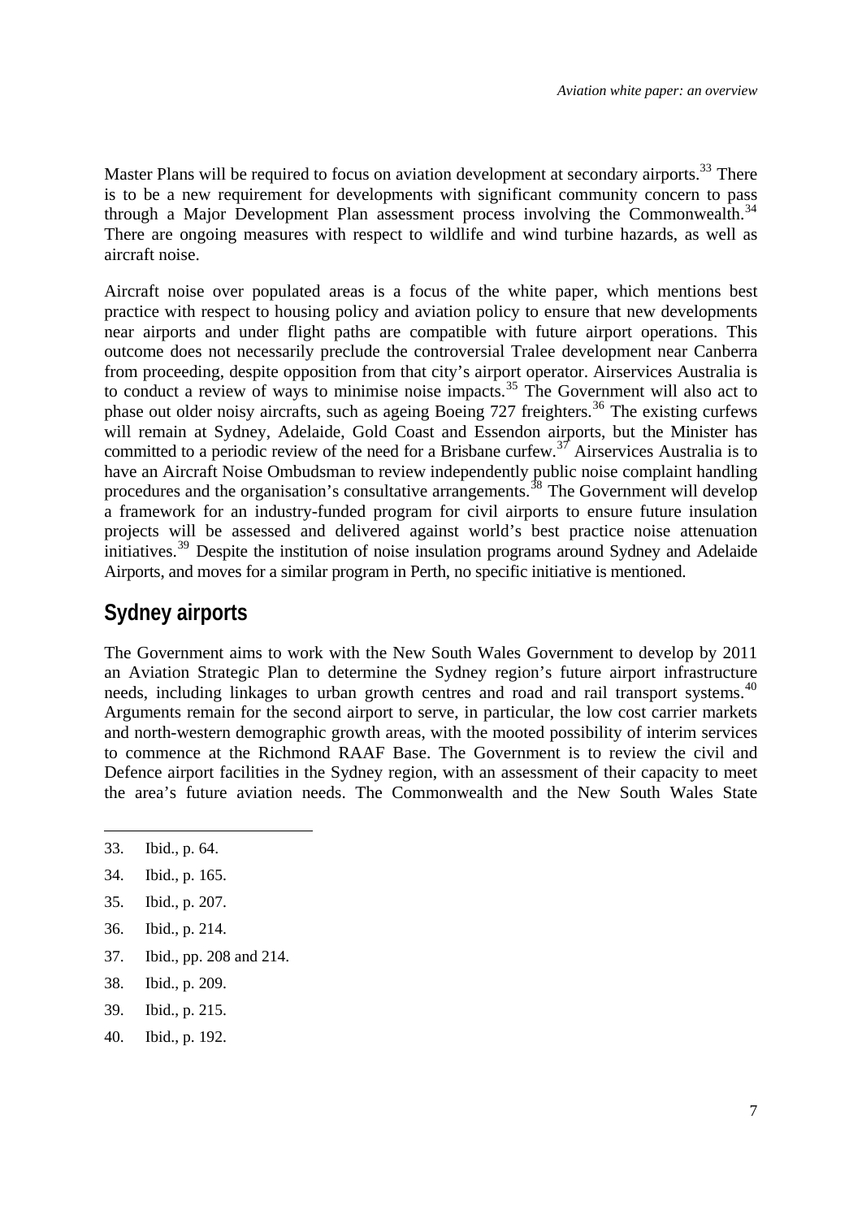Master Plans will be required to focus on aviation development at secondary airports.[33] There is to be a new requirement for developments with significant community concern to pass through a Major Development Plan assessment process involving the Commonwealth.[34] There are ongoing measures with respect to wildlife and wind turbine hazards, as well as aircraft noise.

Aircraft noise over populated areas is a focus of the white paper, which mentions best practice with respect to housing policy and aviation policy to ensure that new developments near airports and under flight paths are compatible with future airport operations. This outcome does not necessarily preclude the controversial Tralee development near Canberra from proceeding, despite opposition from that city's airport operator. Airservices Australia is to conduct a review of ways to minimise noise impacts.[35] The Government will also act to phase out older noisy aircrafts, such as ageing Boeing 727 freighters.[36] The existing curfews will remain at Sydney, Adelaide, Gold Coast and Essendon airports, but the Minister has committed to a periodic review of the need for a Brisbane curfew.[37] Airservices Australia is to have an Aircraft Noise Ombudsman to review independently public noise complaint handling procedures and the organisation's consultative arrangements.[38] The Government will develop a framework for an industry-funded program for civil airports to ensure future insulation projects will be assessed and delivered against world's best practice noise attenuation initiatives.[39] Despite the institution of noise insulation programs around Sydney and Adelaide Airports, and moves for a similar program in Perth, no specific initiative is mentioned.

## Sydney airports

The Government aims to work with the New South Wales Government to develop by 2011 an Aviation Strategic Plan to determine the Sydney region's future airport infrastructure needs, including linkages to urban growth centres and road and rail transport systems.[40] Arguments remain for the second airport to serve, in particular, the low cost carrier markets and north-western demographic growth areas, with the mooted possibility of interim services to commence at the Richmond RAAF Base. The Government is to review the civil and Defence airport facilities in the Sydney region, with an assessment of their capacity to meet the area's future aviation needs. The Commonwealth and the New South Wales State

---

33. Ibid., p. 64.
34. Ibid., p. 165.
35. Ibid., p. 207.
36. Ibid., p. 214.
37. Ibid., pp. 208 and 214.
38. Ibid., p. 209.
39. Ibid., p. 215.
40. Ibid., p. 192.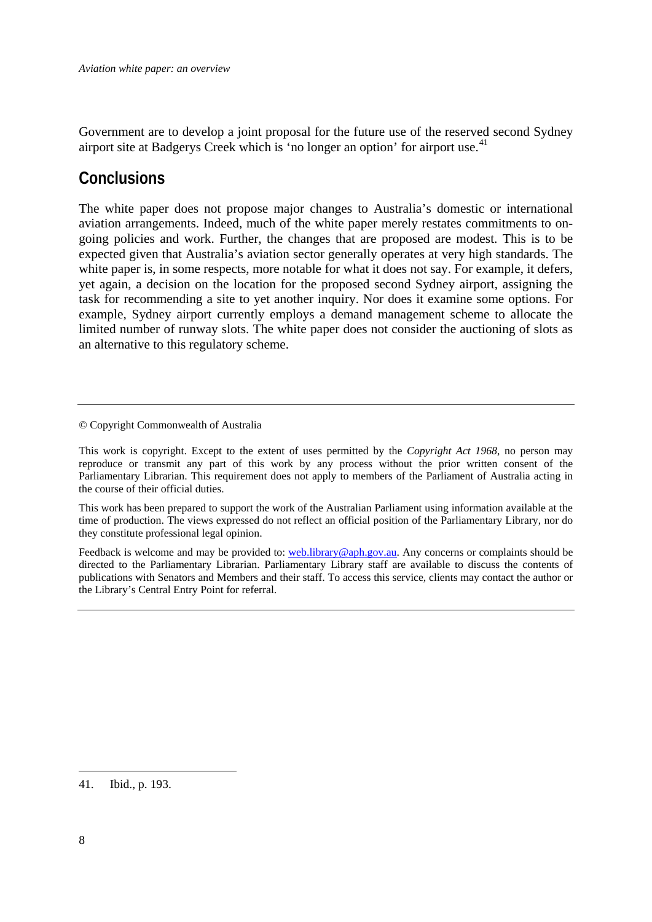Government are to develop a joint proposal for the future use of the reserved second Sydney airport site at Badgerys Creek which is 'no longer an option' for airport use.[41]

## Conclusions

The white paper does not propose major changes to Australia's domestic or international aviation arrangements. Indeed, much of the white paper merely restates commitments to on-going policies and work. Further, the changes that are proposed are modest. This is to be expected given that Australia's aviation sector generally operates at very high standards. The white paper is, in some respects, more notable for what it does not say. For example, it defers, yet again, a decision on the location for the proposed second Sydney airport, assigning the task for recommending a site to yet another inquiry. Nor does it examine some options. For example, Sydney airport currently employs a demand management scheme to allocate the limited number of runway slots. The white paper does not consider the auctioning of slots as an alternative to this regulatory scheme.

---

© Copyright Commonwealth of Australia

This work is copyright. Except to the extent of uses permitted by the *Copyright Act 1968*, no person may reproduce or transmit any part of this work by any process without the prior written consent of the Parliamentary Librarian. This requirement does not apply to members of the Parliament of Australia acting in the course of their official duties.

This work has been prepared to support the work of the Australian Parliament using information available at the time of production. The views expressed do not reflect an official position of the Parliamentary Library, nor do they constitute professional legal opinion.

Feedback is welcome and may be provided to: web.library@aph.gov.au. Any concerns or complaints should be directed to the Parliamentary Librarian. Parliamentary Library staff are available to discuss the contents of publications with Senators and Members and their staff. To access this service, clients may contact the author or the Library's Central Entry Point for referral.

---

41. Ibid., p. 193.